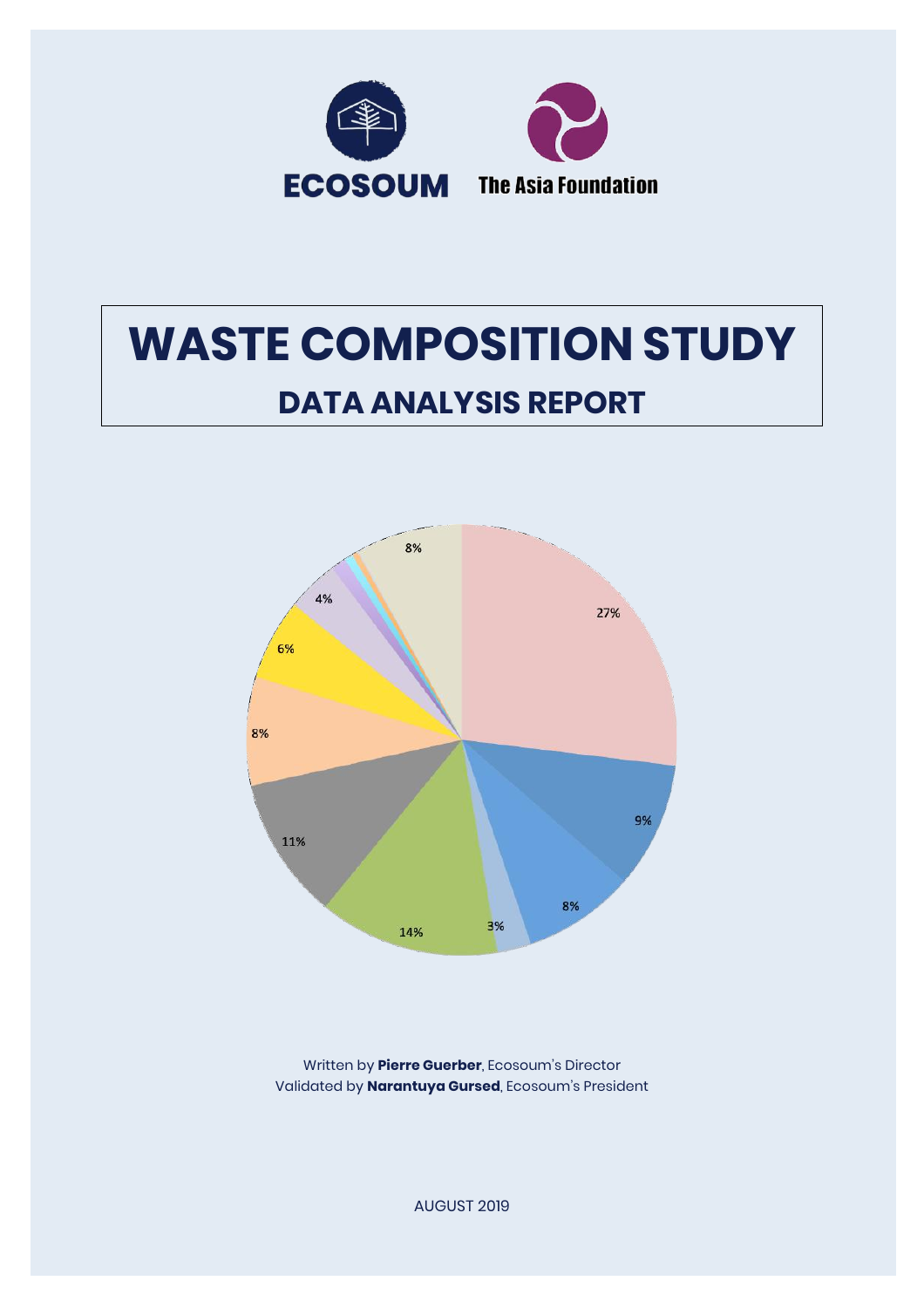ECOSOUM

The Asia Foundation

# WASTE COMPOSITION STUDY

## DATA ANALYSIS REPORT

Written by **Pierre Guerber**, Ecosoum's Director
Validated by **Narantuya Gursed**, Ecosoum's President

AUGUST 2019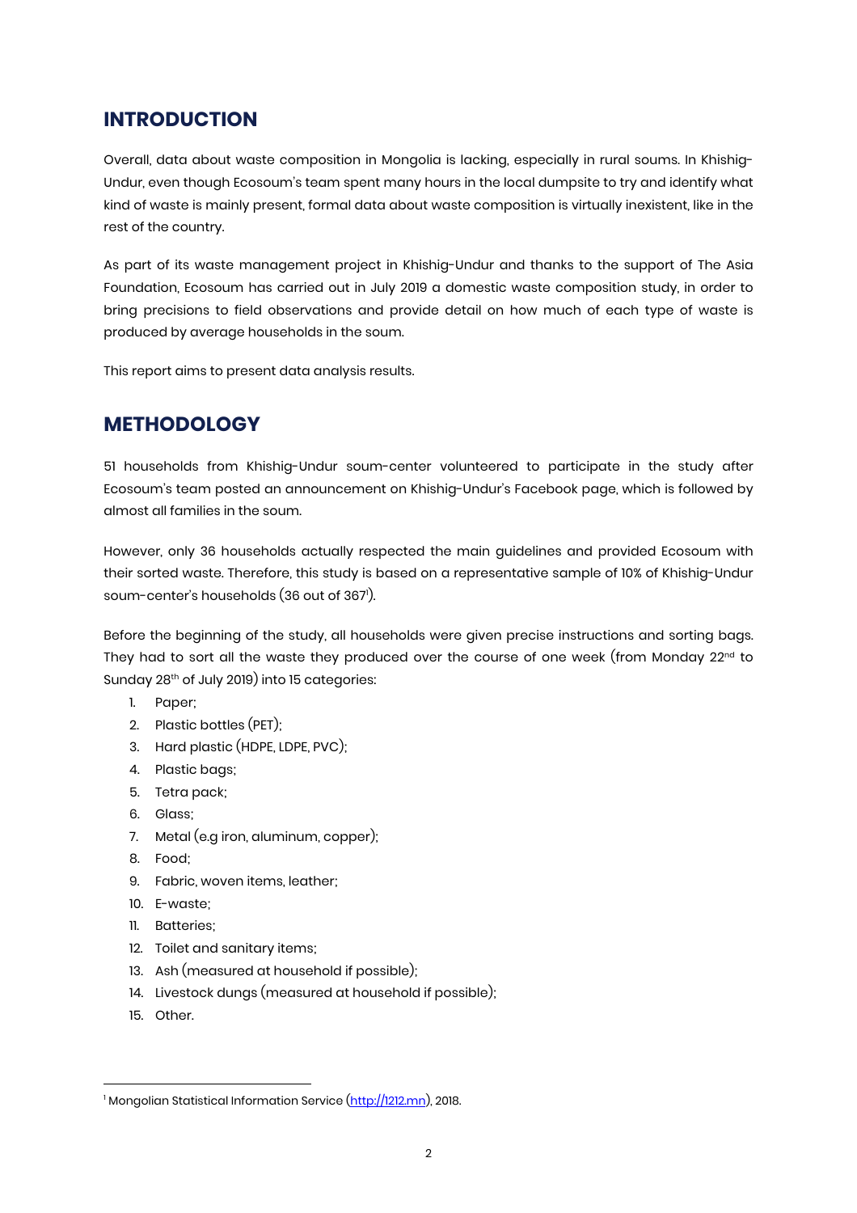## INTRODUCTION

Overall, data about waste composition in Mongolia is lacking, especially in rural soums. In Khishig-Undur, even though Ecosoum's team spent many hours in the local dumpsite to try and identify what kind of waste is mainly present, formal data about waste composition is virtually inexistent, like in the rest of the country.

As part of its waste management project in Khishig-Undur and thanks to the support of The Asia Foundation, Ecosoum has carried out in July 2019 a domestic waste composition study, in order to bring precisions to field observations and provide detail on how much of each type of waste is produced by average households in the soum.

This report aims to present data analysis results.

## METHODOLOGY

51 households from Khishig-Undur soum-center volunteered to participate in the study after Ecosoum's team posted an announcement on Khishig-Undur's Facebook page, which is followed by almost all families in the soum.

However, only 36 households actually respected the main guidelines and provided Ecosoum with their sorted waste. Therefore, this study is based on a representative sample of 10% of Khishig-Undur soum-center's households (36 out of 367[1]).

Before the beginning of the study, all households were given precise instructions and sorting bags. They had to sort all the waste they produced over the course of one week (from Monday 22nd to Sunday 28th of July 2019) into 15 categories:

1. Paper;
2. Plastic bottles (PET);
3. Hard plastic (HDPE, LDPE, PVC);
4. Plastic bags;
5. Tetra pack;
6. Glass;
7. Metal (e.g iron, aluminum, copper);
8. Food;
9. Fabric, woven items, leather;
10. E-waste;
11. Batteries;
12. Toilet and sanitary items;
13. Ash (measured at household if possible);
14. Livestock dungs (measured at household if possible);
15. Other.

[1] Mongolian Statistical Information Service (http://1212.mn), 2018.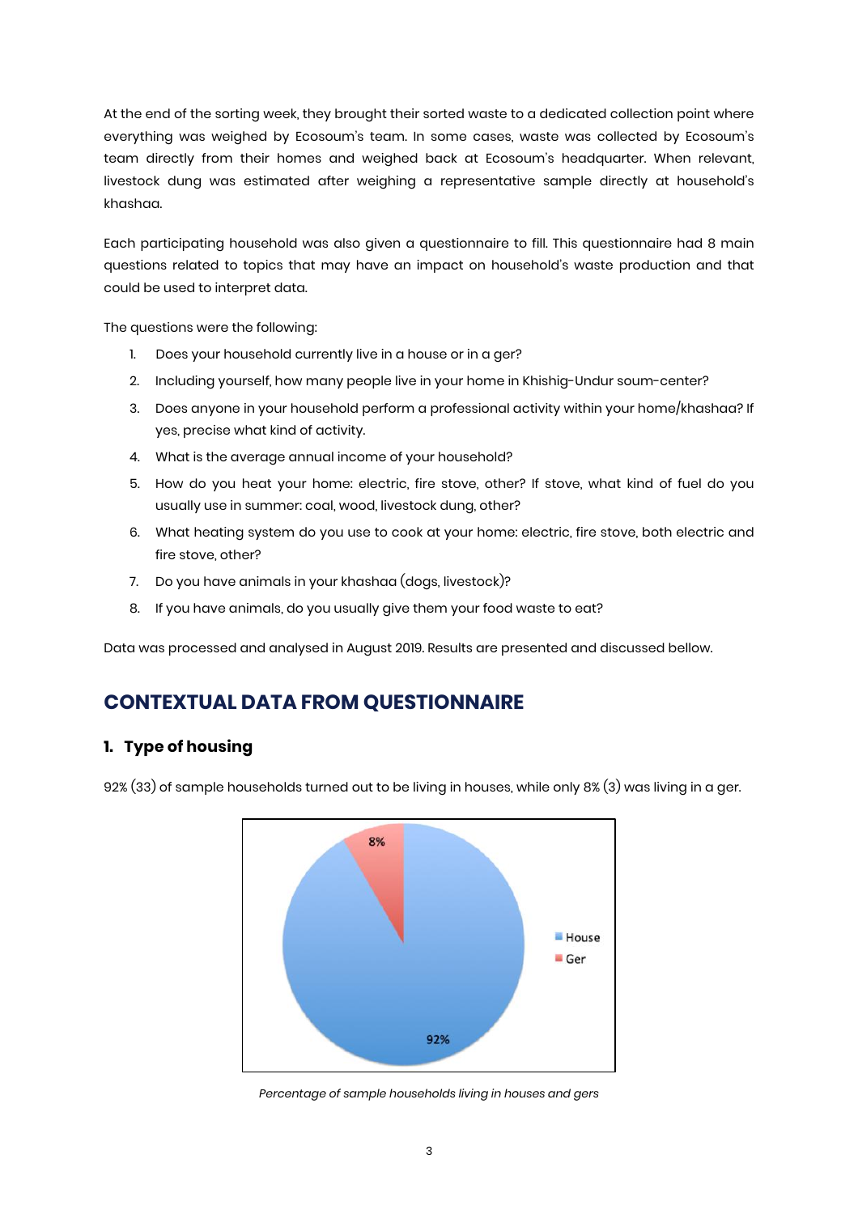At the end of the sorting week, they brought their sorted waste to a dedicated collection point where everything was weighed by Ecosoum's team. In some cases, waste was collected by Ecosoum's team directly from their homes and weighed back at Ecosoum's headquarter. When relevant, livestock dung was estimated after weighing a representative sample directly at household's khashaa.

Each participating household was also given a questionnaire to fill. This questionnaire had 8 main questions related to topics that may have an impact on household's waste production and that could be used to interpret data.

The questions were the following:

1. Does your household currently live in a house or in a ger?
2. Including yourself, how many people live in your home in Khishig-Undur soum-center?
3. Does anyone in your household perform a professional activity within your home/khashaa? If yes, precise what kind of activity.
4. What is the average annual income of your household?
5. How do you heat your home: electric, fire stove, other? If stove, what kind of fuel do you usually use in summer: coal, wood, livestock dung, other?
6. What heating system do you use to cook at your home: electric, fire stove, both electric and fire stove, other?
7. Do you have animals in your khashaa (dogs, livestock)?
8. If you have animals, do you usually give them your food waste to eat?

Data was processed and analysed in August 2019. Results are presented and discussed bellow.

## CONTEXTUAL DATA FROM QUESTIONNAIRE

### 1. Type of housing

92% (33) of sample households turned out to be living in houses, while only 8% (3) was living in a ger.

*Percentage of sample households living in houses and gers*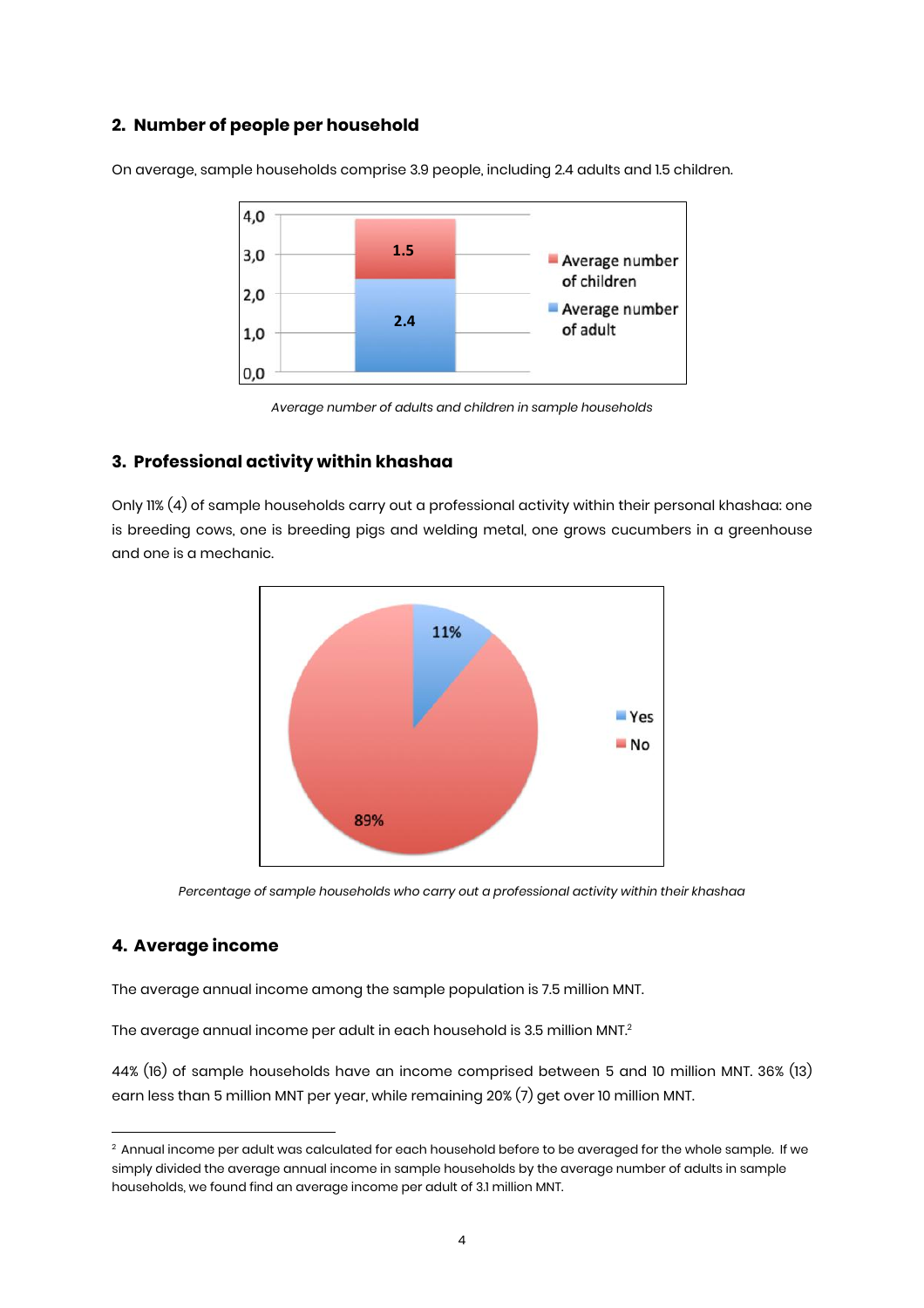## 2. Number of people per household

On average, sample households comprise 3.9 people, including 2.4 adults and 1.5 children.

*Average number of adults and children in sample households*

## 3. Professional activity within khashaa

Only 11% (4) of sample households carry out a professional activity within their personal khashaa: one is breeding cows, one is breeding pigs and welding metal, one grows cucumbers in a greenhouse and one is a mechanic.

*Percentage of sample households who carry out a professional activity within their khashaa*

## 4. Average income

The average annual income among the sample population is 7.5 million MNT.

The average annual income per adult in each household is 3.5 million MNT.[2]

44% (16) of sample households have an income comprised between 5 and 10 million MNT. 36% (13) earn less than 5 million MNT per year, while remaining 20% (7) get over 10 million MNT.

---

[2] Annual income per adult was calculated for each household before to be averaged for the whole sample. If we simply divided the average annual income in sample households by the average number of adults in sample households, we found find an average income per adult of 3.1 million MNT.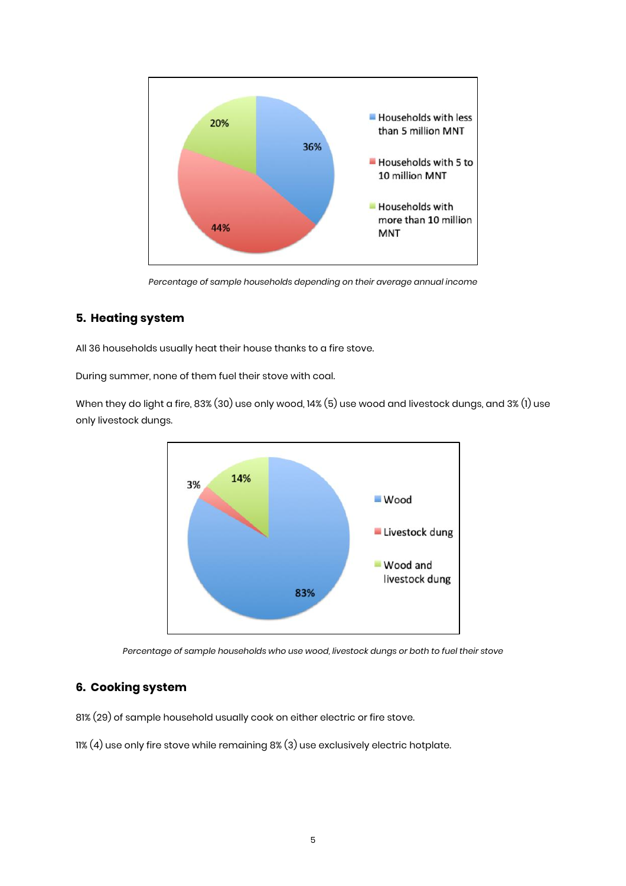*Percentage of sample households depending on their average annual income*

## 5. Heating system

All 36 households usually heat their house thanks to a fire stove.

During summer, none of them fuel their stove with coal.

When they do light a fire, 83% (30) use only wood, 14% (5) use wood and livestock dungs, and 3% (1) use only livestock dungs.

*Percentage of sample households who use wood, livestock dungs or both to fuel their stove*

## 6. Cooking system

81% (29) of sample household usually cook on either electric or fire stove.

11% (4) use only fire stove while remaining 8% (3) use exclusively electric hotplate.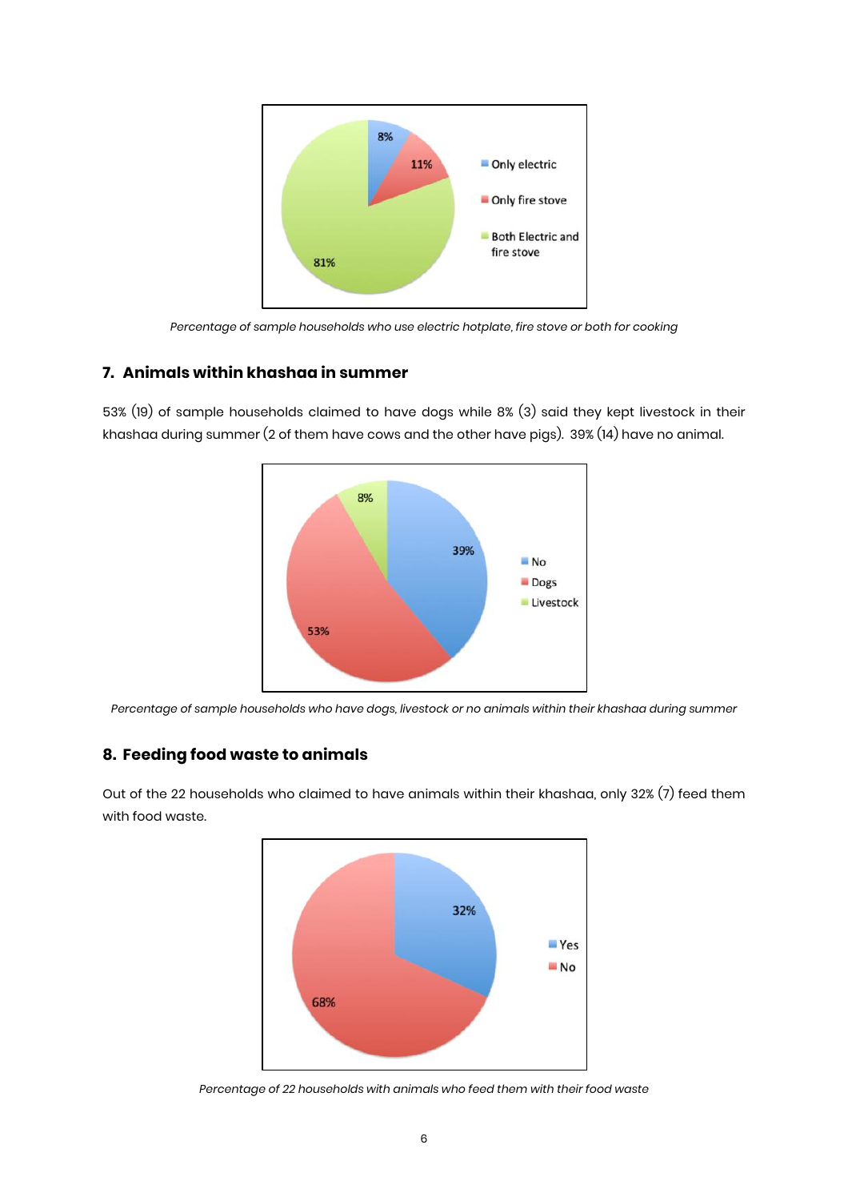Percentage of sample households who use electric hotplate, fire stove or both for cooking

## 7. Animals within khashaa in summer

53% (19) of sample households claimed to have dogs while 8% (3) said they kept livestock in their khashaa during summer (2 of them have cows and the other have pigs). 39% (14) have no animal.

*Percentage of sample households who have dogs, livestock or no animals within their khashaa during summer*

## 8. Feeding food waste to animals

Out of the 22 households who claimed to have animals within their khashaa, only 32% (7) feed them with food waste.

*Percentage of 22 households with animals who feed them with their food waste*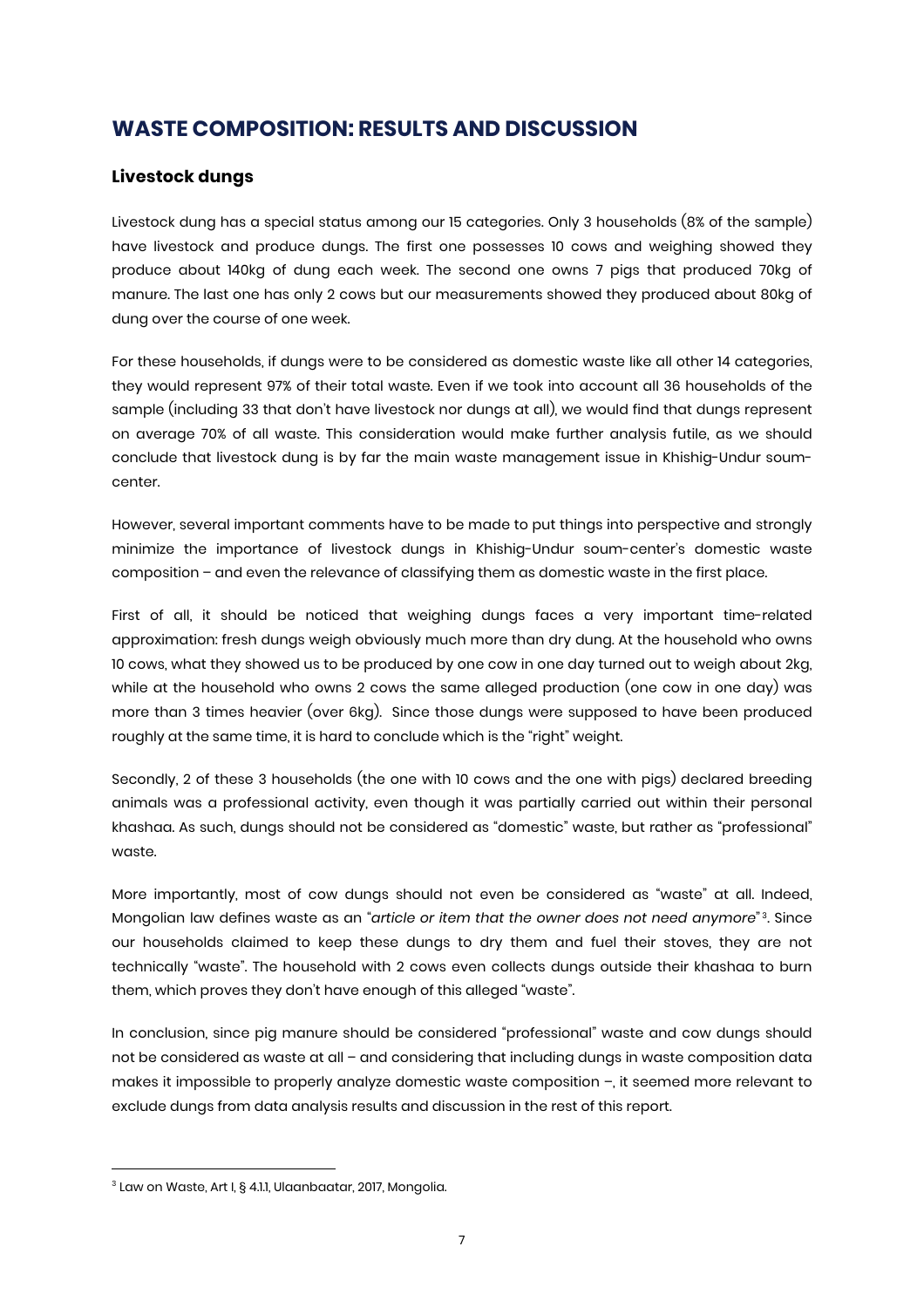## WASTE COMPOSITION: RESULTS AND DISCUSSION

### Livestock dungs

Livestock dung has a special status among our 15 categories. Only 3 households (8% of the sample) have livestock and produce dungs. The first one possesses 10 cows and weighing showed they produce about 140kg of dung each week. The second one owns 7 pigs that produced 70kg of manure. The last one has only 2 cows but our measurements showed they produced about 80kg of dung over the course of one week.

For these households, if dungs were to be considered as domestic waste like all other 14 categories, they would represent 97% of their total waste. Even if we took into account all 36 households of the sample (including 33 that don't have livestock nor dungs at all), we would find that dungs represent on average 70% of all waste. This consideration would make further analysis futile, as we should conclude that livestock dung is by far the main waste management issue in Khishig-Undur soum-center.

However, several important comments have to be made to put things into perspective and strongly minimize the importance of livestock dungs in Khishig-Undur soum-center's domestic waste composition – and even the relevance of classifying them as domestic waste in the first place.

First of all, it should be noticed that weighing dungs faces a very important time-related approximation: fresh dungs weigh obviously much more than dry dung. At the household who owns 10 cows, what they showed us to be produced by one cow in one day turned out to weigh about 2kg, while at the household who owns 2 cows the same alleged production (one cow in one day) was more than 3 times heavier (over 6kg). Since those dungs were supposed to have been produced roughly at the same time, it is hard to conclude which is the "right" weight.

Secondly, 2 of these 3 households (the one with 10 cows and the one with pigs) declared breeding animals was a professional activity, even though it was partially carried out within their personal khashaa. As such, dungs should not be considered as "domestic" waste, but rather as "professional" waste.

More importantly, most of cow dungs should not even be considered as "waste" at all. Indeed, Mongolian law defines waste as an "*article or item that the owner does not need anymore*"[3]. Since our households claimed to keep these dungs to dry them and fuel their stoves, they are not technically "waste". The household with 2 cows even collects dungs outside their khashaa to burn them, which proves they don't have enough of this alleged "waste".

In conclusion, since pig manure should be considered "professional" waste and cow dungs should not be considered as waste at all – and considering that including dungs in waste composition data makes it impossible to properly analyze domestic waste composition –, it seemed more relevant to exclude dungs from data analysis results and discussion in the rest of this report.

---

[3] Law on Waste, Art I, § 4.1.1, Ulaanbaatar, 2017, Mongolia.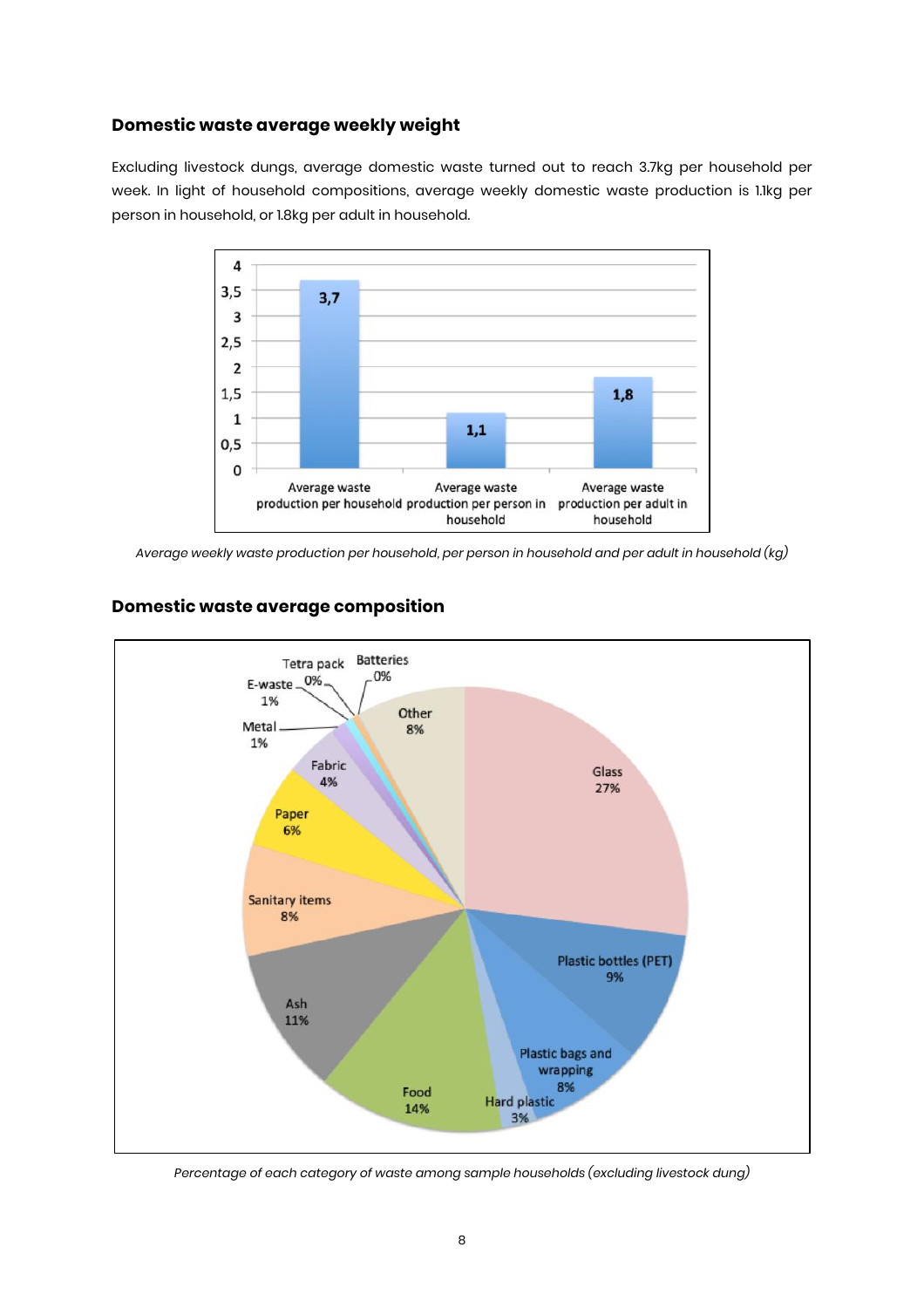### Domestic waste average weekly weight

Excluding livestock dungs, average domestic waste turned out to reach 3.7kg per household per week. In light of household compositions, average weekly domestic waste production is 1.1kg per person in household, or 1.8kg per adult in household.

*Average weekly waste production per household, per person in household and per adult in household (kg)*

### Domestic waste average composition

*Percentage of each category of waste among sample households (excluding livestock dung)*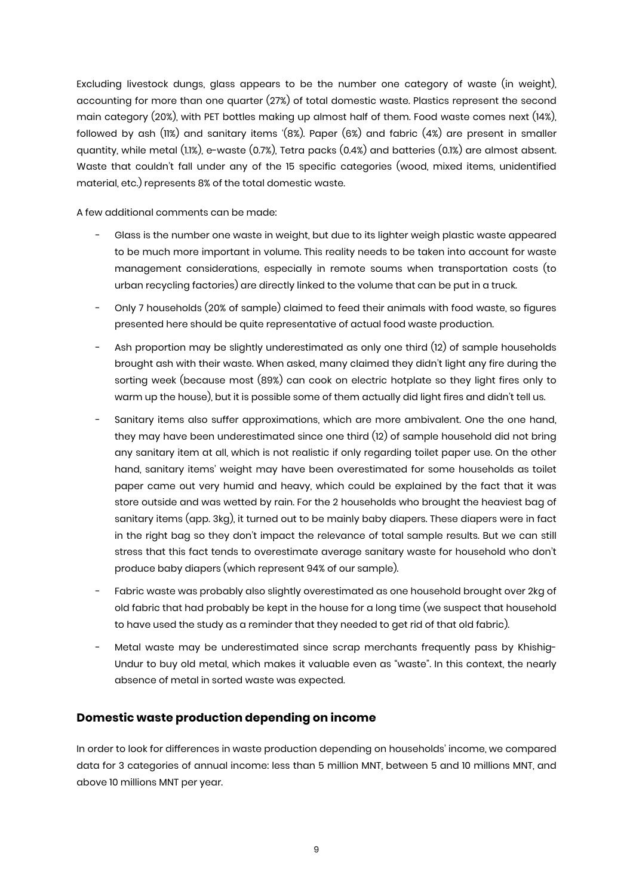Excluding livestock dungs, glass appears to be the number one category of waste (in weight), accounting for more than one quarter (27%) of total domestic waste. Plastics represent the second main category (20%), with PET bottles making up almost half of them. Food waste comes next (14%), followed by ash (11%) and sanitary items '(8%). Paper (6%) and fabric (4%) are present in smaller quantity, while metal (1.1%), e-waste (0.7%), Tetra packs (0.4%) and batteries (0.1%) are almost absent. Waste that couldn't fall under any of the 15 specific categories (wood, mixed items, unidentified material, etc.) represents 8% of the total domestic waste.

A few additional comments can be made:

- Glass is the number one waste in weight, but due to its lighter weigh plastic waste appeared to be much more important in volume. This reality needs to be taken into account for waste management considerations, especially in remote soums when transportation costs (to urban recycling factories) are directly linked to the volume that can be put in a truck.
- Only 7 households (20% of sample) claimed to feed their animals with food waste, so figures presented here should be quite representative of actual food waste production.
- Ash proportion may be slightly underestimated as only one third (12) of sample households brought ash with their waste. When asked, many claimed they didn't light any fire during the sorting week (because most (89%) can cook on electric hotplate so they light fires only to warm up the house), but it is possible some of them actually did light fires and didn't tell us.
- Sanitary items also suffer approximations, which are more ambivalent. One the one hand, they may have been underestimated since one third (12) of sample household did not bring any sanitary item at all, which is not realistic if only regarding toilet paper use. On the other hand, sanitary items' weight may have been overestimated for some households as toilet paper came out very humid and heavy, which could be explained by the fact that it was store outside and was wetted by rain. For the 2 households who brought the heaviest bag of sanitary items (app. 3kg), it turned out to be mainly baby diapers. These diapers were in fact in the right bag so they don't impact the relevance of total sample results. But we can still stress that this fact tends to overestimate average sanitary waste for household who don't produce baby diapers (which represent 94% of our sample).
- Fabric waste was probably also slightly overestimated as one household brought over 2kg of old fabric that had probably be kept in the house for a long time (we suspect that household to have used the study as a reminder that they needed to get rid of that old fabric).
- Metal waste may be underestimated since scrap merchants frequently pass by Khishig-Undur to buy old metal, which makes it valuable even as "waste". In this context, the nearly absence of metal in sorted waste was expected.

### Domestic waste production depending on income

In order to look for differences in waste production depending on households' income, we compared data for 3 categories of annual income: less than 5 million MNT, between 5 and 10 millions MNT, and above 10 millions MNT per year.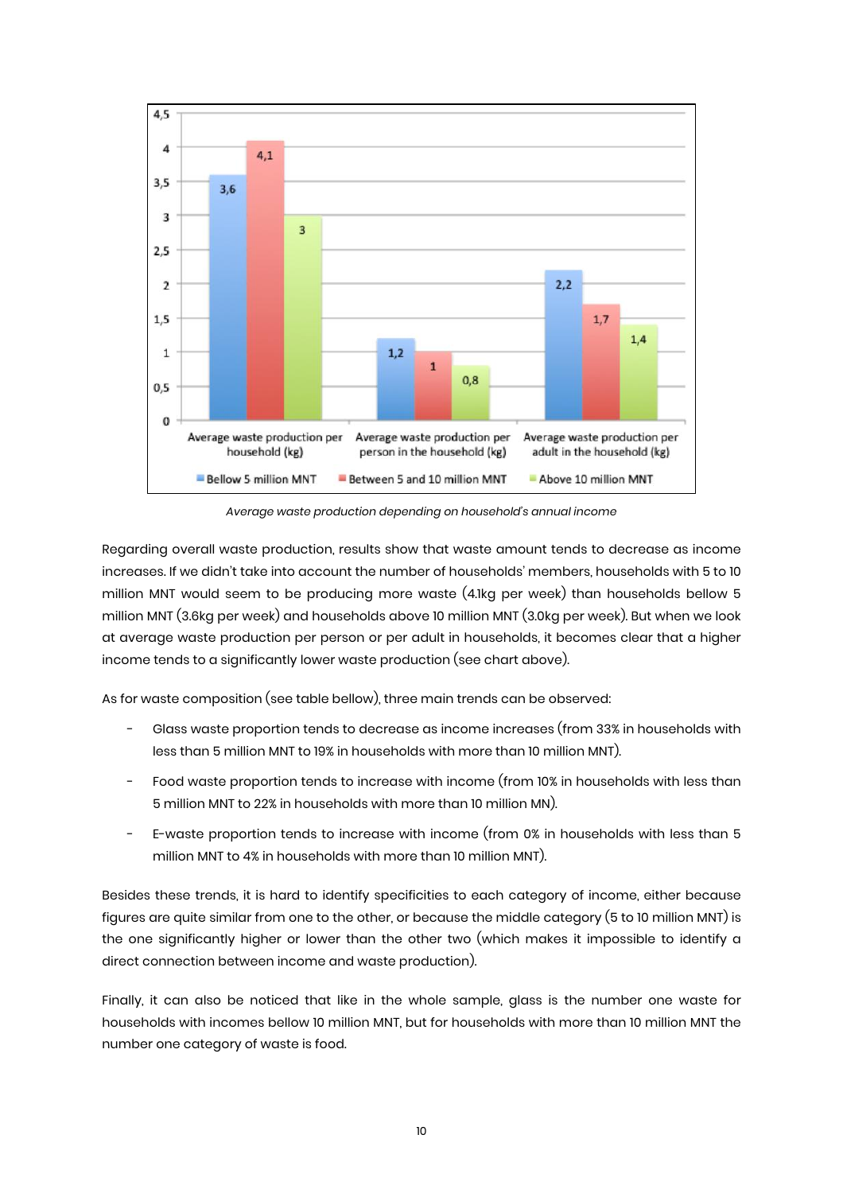| | Bellow 5 million MNT | Between 5 and 10 million MNT | Above 10 million MNT |
|---|---|---|---|
| Average waste production per household (kg) | 3,6 | 4,1 | 3 |
| Average waste production per person in the household (kg) | 1,2 | 1 | 0,8 |
| Average waste production per adult in the household (kg) | 2,2 | 1,7 | 1,4 |

*Average waste production depending on household's annual income*

Regarding overall waste production, results show that waste amount tends to decrease as income increases. If we didn't take into account the number of households' members, households with 5 to 10 million MNT would seem to be producing more waste (4.1kg per week) than households bellow 5 million MNT (3.6kg per week) and households above 10 million MNT (3.0kg per week). But when we look at average waste production per person or per adult in households, it becomes clear that a higher income tends to a significantly lower waste production (see chart above).

As for waste composition (see table bellow), three main trends can be observed:

- Glass waste proportion tends to decrease as income increases (from 33% in households with less than 5 million MNT to 19% in households with more than 10 million MNT).
- Food waste proportion tends to increase with income (from 10% in households with less than 5 million MNT to 22% in households with more than 10 million MN).
- E-waste proportion tends to increase with income (from 0% in households with less than 5 million MNT to 4% in households with more than 10 million MNT).

Besides these trends, it is hard to identify specificities to each category of income, either because figures are quite similar from one to the other, or because the middle category (5 to 10 million MNT) is the one significantly higher or lower than the other two (which makes it impossible to identify a direct connection between income and waste production).

Finally, it can also be noticed that like in the whole sample, glass is the number one waste for households with incomes bellow 10 million MNT, but for households with more than 10 million MNT the number one category of waste is food.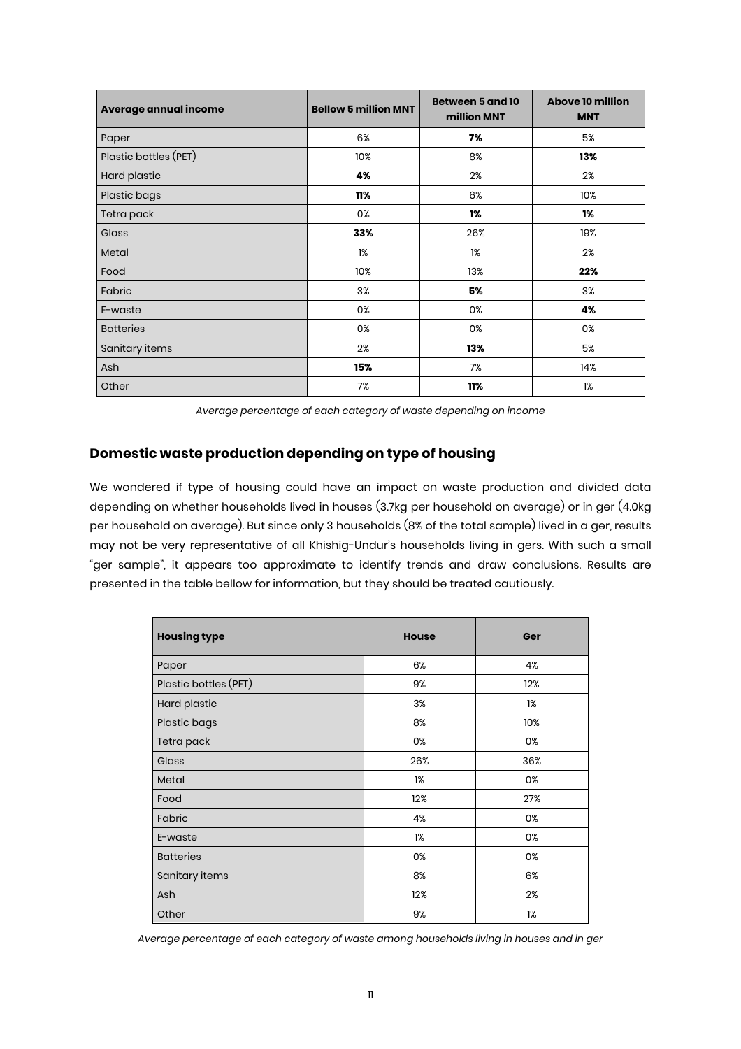| Average annual income | Bellow 5 million MNT | Between 5 and 10 million MNT | Above 10 million MNT |
| --- | --- | --- | --- |
| Paper | 6% | **7%** | 5% |
| Plastic bottles (PET) | 10% | 8% | **13%** |
| Hard plastic | **4%** | 2% | 2% |
| Plastic bags | **11%** | 6% | 10% |
| Tetra pack | 0% | **1%** | **1%** |
| Glass | **33%** | 26% | 19% |
| Metal | 1% | 1% | 2% |
| Food | 10% | 13% | **22%** |
| Fabric | 3% | **5%** | 3% |
| E-waste | 0% | 0% | **4%** |
| Batteries | 0% | 0% | 0% |
| Sanitary items | 2% | **13%** | 5% |
| Ash | **15%** | 7% | 14% |
| Other | 7% | **11%** | 1% |

*Average percentage of each category of waste depending on income*

## Domestic waste production depending on type of housing

We wondered if type of housing could have an impact on waste production and divided data depending on whether households lived in houses (3.7kg per household on average) or in ger (4.0kg per household on average). But since only 3 households (8% of the total sample) lived in a ger, results may not be very representative of all Khishig-Undur's households living in gers. With such a small "ger sample", it appears too approximate to identify trends and draw conclusions. Results are presented in the table bellow for information, but they should be treated cautiously.

| Housing type | House | Ger |
| --- | --- | --- |
| Paper | 6% | 4% |
| Plastic bottles (PET) | 9% | 12% |
| Hard plastic | 3% | 1% |
| Plastic bags | 8% | 10% |
| Tetra pack | 0% | 0% |
| Glass | 26% | 36% |
| Metal | 1% | 0% |
| Food | 12% | 27% |
| Fabric | 4% | 0% |
| E-waste | 1% | 0% |
| Batteries | 0% | 0% |
| Sanitary items | 8% | 6% |
| Ash | 12% | 2% |
| Other | 9% | 1% |

*Average percentage of each category of waste among households living in houses and in ger*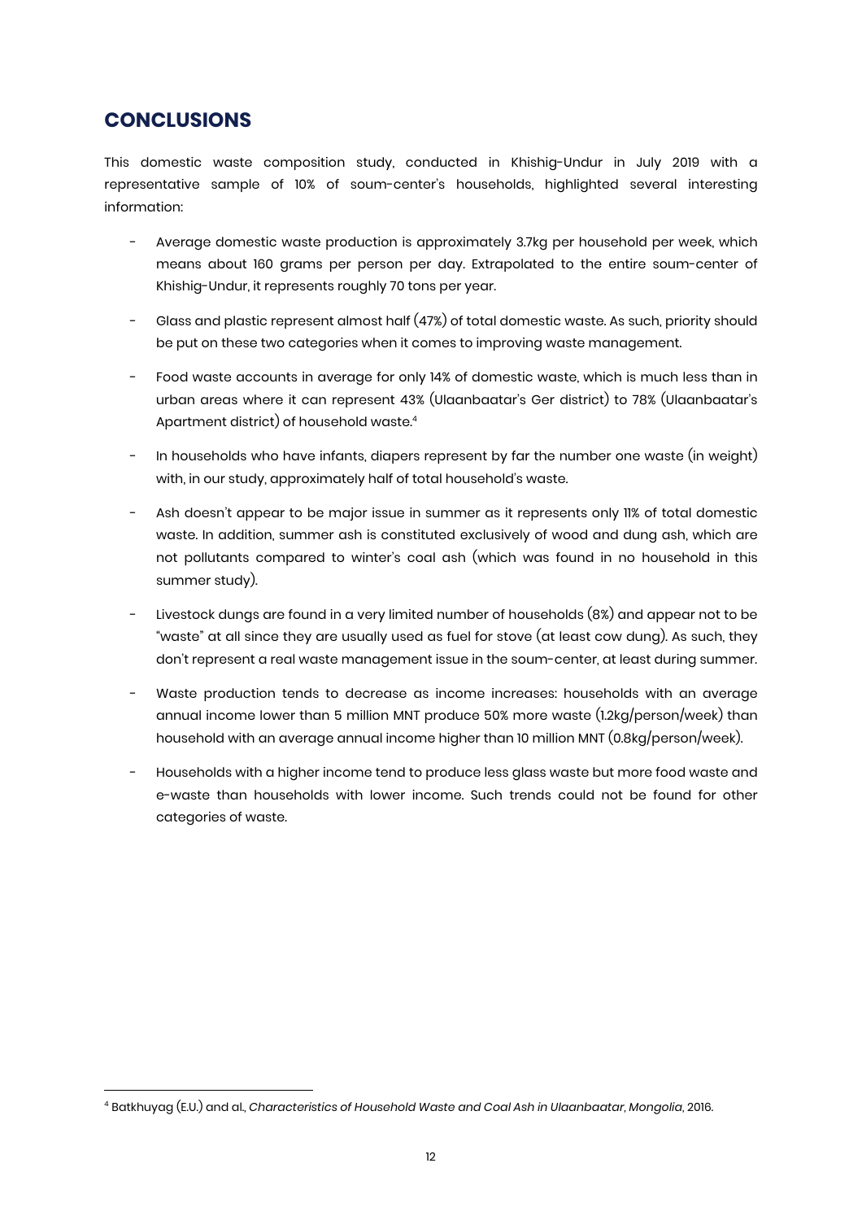## CONCLUSIONS

This domestic waste composition study, conducted in Khishig-Undur in July 2019 with a representative sample of 10% of soum-center's households, highlighted several interesting information:

- Average domestic waste production is approximately 3.7kg per household per week, which means about 160 grams per person per day. Extrapolated to the entire soum-center of Khishig-Undur, it represents roughly 70 tons per year.
- Glass and plastic represent almost half (47%) of total domestic waste. As such, priority should be put on these two categories when it comes to improving waste management.
- Food waste accounts in average for only 14% of domestic waste, which is much less than in urban areas where it can represent 43% (Ulaanbaatar's Ger district) to 78% (Ulaanbaatar's Apartment district) of household waste.[4]
- In households who have infants, diapers represent by far the number one waste (in weight) with, in our study, approximately half of total household's waste.
- Ash doesn't appear to be major issue in summer as it represents only 11% of total domestic waste. In addition, summer ash is constituted exclusively of wood and dung ash, which are not pollutants compared to winter's coal ash (which was found in no household in this summer study).
- Livestock dungs are found in a very limited number of households (8%) and appear not to be "waste" at all since they are usually used as fuel for stove (at least cow dung). As such, they don't represent a real waste management issue in the soum-center, at least during summer.
- Waste production tends to decrease as income increases: households with an average annual income lower than 5 million MNT produce 50% more waste (1.2kg/person/week) than household with an average annual income higher than 10 million MNT (0.8kg/person/week).
- Households with a higher income tend to produce less glass waste but more food waste and e-waste than households with lower income. Such trends could not be found for other categories of waste.

[4] Batkhuyag (E.U.) and al., *Characteristics of Household Waste and Coal Ash in Ulaanbaatar, Mongolia*, 2016.